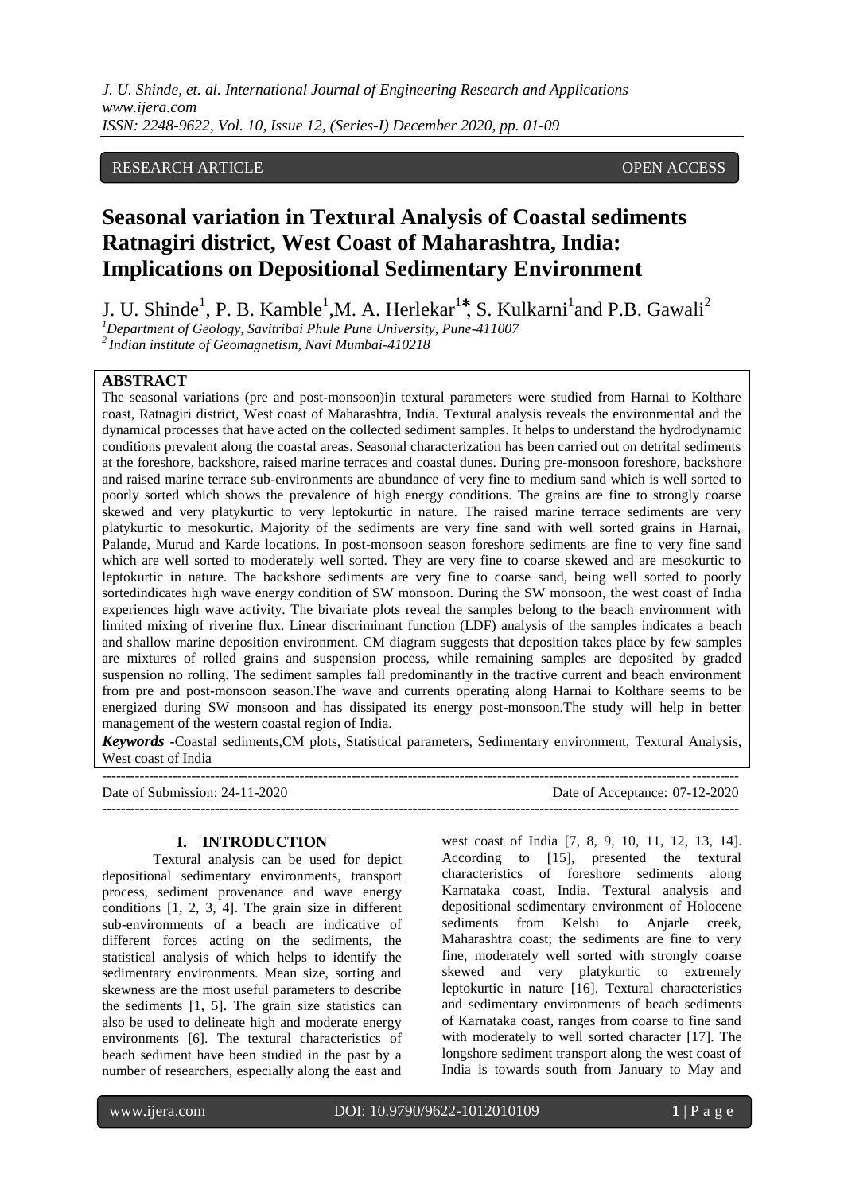RESEARCH ARTICLE OPEN ACCESS

# Seasonal variation in Textural Analysis of Coastal sediments Ratnagiri district, West Coast of Maharashtra, India: Implications on Depositional Sedimentary Environment

J. U. Shinde[1], P. B. Kamble[1], M. A. Herlekar[1]*, S. Kulkarni[1] and P.B. Gawali[2]

[1]Department of Geology, Savitribai Phule Pune University, Pune-411007
[2]Indian institute of Geomagnetism, Navi Mumbai-410218

## ABSTRACT

The seasonal variations (pre and post-monsoon)in textural parameters were studied from Harnai to Kolthare coast, Ratnagiri district, West coast of Maharashtra, India. Textural analysis reveals the environmental and the dynamical processes that have acted on the collected sediment samples. It helps to understand the hydrodynamic conditions prevalent along the coastal areas. Seasonal characterization has been carried out on detrital sediments at the foreshore, backshore, raised marine terraces and coastal dunes. During pre-monsoon foreshore, backshore and raised marine terrace sub-environments are abundance of very fine to medium sand which is well sorted to poorly sorted which shows the prevalence of high energy conditions. The grains are fine to strongly coarse skewed and very platykurtic to very leptokurtic in nature. The raised marine terrace sediments are very platykurtic to mesokurtic. Majority of the sediments are very fine sand with well sorted grains in Harnai, Palande, Murud and Karde locations. In post-monsoon season foreshore sediments are fine to very fine sand which are well sorted to moderately well sorted. They are very fine to coarse skewed and are mesokurtic to leptokurtic in nature. The backshore sediments are very fine to coarse sand, being well sorted to poorly sortedindicates high wave energy condition of SW monsoon. During the SW monsoon, the west coast of India experiences high wave activity. The bivariate plots reveal the samples belong to the beach environment with limited mixing of riverine flux. Linear discriminant function (LDF) analysis of the samples indicates a beach and shallow marine deposition environment. CM diagram suggests that deposition takes place by few samples are mixtures of rolled grains and suspension process, while remaining samples are deposited by graded suspension no rolling. The sediment samples fall predominantly in the tractive current and beach environment from pre and post-monsoon season.The wave and currents operating along Harnai to Kolthare seems to be energized during SW monsoon and has dissipated its energy post-monsoon.The study will help in better management of the western coastal region of India.

***Keywords*** **-**Coastal sediments,CM plots, Statistical parameters, Sedimentary environment, Textural Analysis, West coast of India

---

Date of Submission: 24-11-2020 Date of Acceptance: 07-12-2020

---

## I. INTRODUCTION

Textural analysis can be used for depict depositional sedimentary environments, transport process, sediment provenance and wave energy conditions [1, 2, 3, 4]. The grain size in different sub-environments of a beach are indicative of different forces acting on the sediments, the statistical analysis of which helps to identify the sedimentary environments. Mean size, sorting and skewness are the most useful parameters to describe the sediments [1, 5]. The grain size statistics can also be used to delineate high and moderate energy environments [6]. The textural characteristics of beach sediment have been studied in the past by a number of researchers, especially along the east and west coast of India [7, 8, 9, 10, 11, 12, 13, 14]. According to [15], presented the textural characteristics of foreshore sediments along Karnataka coast, India. Textural analysis and depositional sedimentary environment of Holocene sediments from Kelshi to Anjarle creek, Maharashtra coast; the sediments are fine to very fine, moderately well sorted with strongly coarse skewed and very platykurtic to extremely leptokurtic in nature [16]. Textural characteristics and sedimentary environments of beach sediments of Karnataka coast, ranges from coarse to fine sand with moderately to well sorted character [17]. The longshore sediment transport along the west coast of India is towards south from January to May and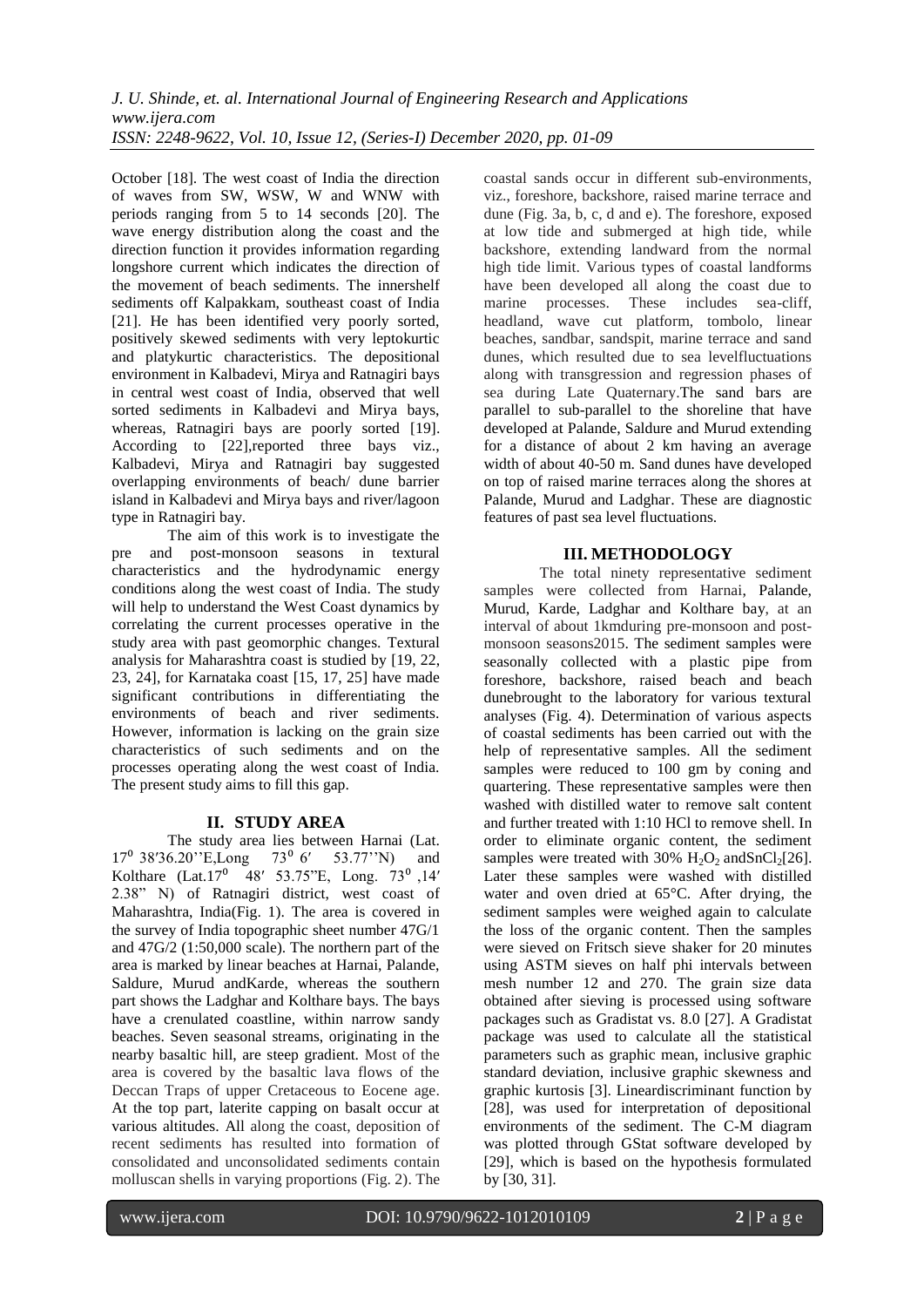October [18]. The west coast of India the direction of waves from SW, WSW, W and WNW with periods ranging from 5 to 14 seconds [20]. The wave energy distribution along the coast and the direction function it provides information regarding longshore current which indicates the direction of the movement of beach sediments. The innershelf sediments off Kalpakkam, southeast coast of India [21]. He has been identified very poorly sorted, positively skewed sediments with very leptokurtic and platykurtic characteristics. The depositional environment in Kalbadevi, Mirya and Ratnagiri bays in central west coast of India, observed that well sorted sediments in Kalbadevi and Mirya bays, whereas, Ratnagiri bays are poorly sorted [19]. According to [22],reported three bays viz., Kalbadevi, Mirya and Ratnagiri bay suggested overlapping environments of beach/ dune barrier island in Kalbadevi and Mirya bays and river/lagoon type in Ratnagiri bay.

The aim of this work is to investigate the pre and post-monsoon seasons in textural characteristics and the hydrodynamic energy conditions along the west coast of India. The study will help to understand the West Coast dynamics by correlating the current processes operative in the study area with past geomorphic changes. Textural analysis for Maharashtra coast is studied by [19, 22, 23, 24], for Karnataka coast [15, 17, 25] have made significant contributions in differentiating the environments of beach and river sediments. However, information is lacking on the grain size characteristics of such sediments and on the processes operating along the west coast of India. The present study aims to fill this gap.

## II. STUDY AREA

The study area lies between Harnai (Lat. $17^0$ 38′36.20''E,Long $73^0$ 6′ 53.77''N) and Kolthare (Lat.$17^0$ 48′ 53.75"E, Long. $73^0$ ,14′ 2.38" N) of Ratnagiri district, west coast of Maharashtra, India(Fig. 1). The area is covered in the survey of India topographic sheet number 47G/1 and 47G/2 (1:50,000 scale). The northern part of the area is marked by linear beaches at Harnai, Palande, Saldure, Murud andKarde, whereas the southern part shows the Ladghar and Kolthare bays. The bays have a crenulated coastline, within narrow sandy beaches. Seven seasonal streams, originating in the nearby basaltic hill, are steep gradient. Most of the area is covered by the basaltic lava flows of the Deccan Traps of upper Cretaceous to Eocene age. At the top part, laterite capping on basalt occur at various altitudes. All along the coast, deposition of recent sediments has resulted into formation of consolidated and unconsolidated sediments contain molluscan shells in varying proportions (Fig. 2). The coastal sands occur in different sub-environments, viz., foreshore, backshore, raised marine terrace and dune (Fig. 3a, b, c, d and e). The foreshore, exposed at low tide and submerged at high tide, while backshore, extending landward from the normal high tide limit. Various types of coastal landforms have been developed all along the coast due to marine processes. These includes sea-cliff, headland, wave cut platform, tombolo, linear beaches, sandbar, sandspit, marine terrace and sand dunes, which resulted due to sea levelfluctuations along with transgression and regression phases of sea during Late Quaternary.The sand bars are parallel to sub-parallel to the shoreline that have developed at Palande, Saldure and Murud extending for a distance of about 2 km having an average width of about 40-50 m. Sand dunes have developed on top of raised marine terraces along the shores at Palande, Murud and Ladghar. These are diagnostic features of past sea level fluctuations.

## III. METHODOLOGY

The total ninety representative sediment samples were collected from Harnai, Palande, Murud, Karde, Ladghar and Kolthare bay, at an interval of about 1kmduring pre-monsoon and post-monsoon seasons2015. The sediment samples were seasonally collected with a plastic pipe from foreshore, backshore, raised beach and beach dunebrought to the laboratory for various textural analyses (Fig. 4). Determination of various aspects of coastal sediments has been carried out with the help of representative samples. All the sediment samples were reduced to 100 gm by coning and quartering. These representative samples were then washed with distilled water to remove salt content and further treated with 1:10 HCl to remove shell. In order to eliminate organic content, the sediment samples were treated with 30% $H_2O_2$ and$SnCl_2$[26]. Later these samples were washed with distilled water and oven dried at 65°C. After drying, the sediment samples were weighed again to calculate the loss of the organic content. Then the samples were sieved on Fritsch sieve shaker for 20 minutes using ASTM sieves on half phi intervals between mesh number 12 and 270. The grain size data obtained after sieving is processed using software packages such as Gradistat vs. 8.0 [27]. A Gradistat package was used to calculate all the statistical parameters such as graphic mean, inclusive graphic standard deviation, inclusive graphic skewness and graphic kurtosis [3]. Lineardiscriminant function by [28], was used for interpretation of depositional environments of the sediment. The C-M diagram was plotted through GStat software developed by [29], which is based on the hypothesis formulated by [30, 31].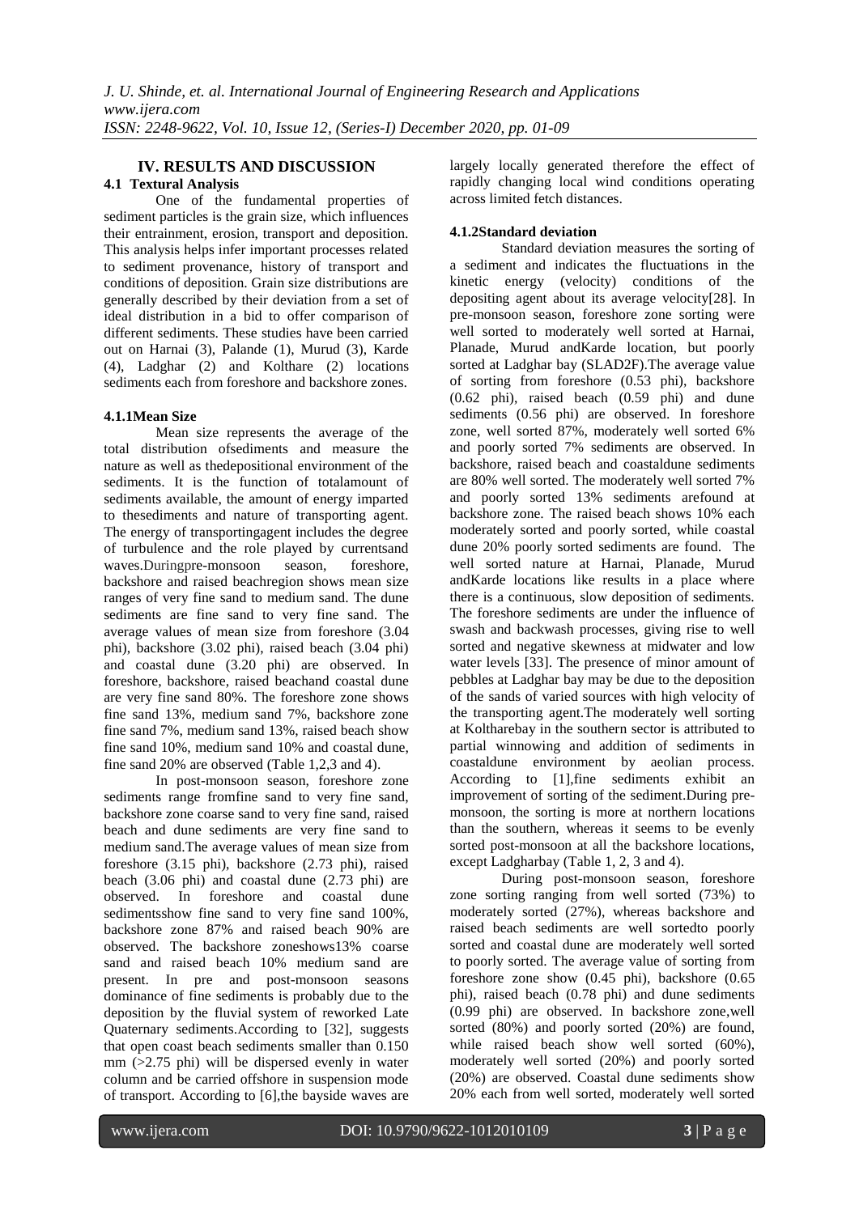## IV. RESULTS AND DISCUSSION

### 4.1 Textural Analysis

One of the fundamental properties of sediment particles is the grain size, which influences their entrainment, erosion, transport and deposition. This analysis helps infer important processes related to sediment provenance, history of transport and conditions of deposition. Grain size distributions are generally described by their deviation from a set of ideal distribution in a bid to offer comparison of different sediments. These studies have been carried out on Harnai (3), Palande (1), Murud (3), Karde (4), Ladghar (2) and Kolthare (2) locations sediments each from foreshore and backshore zones.

#### 4.1.1Mean Size

Mean size represents the average of the total distribution ofsediments and measure the nature as well as thedepositional environment of the sediments. It is the function of totalamount of sediments available, the amount of energy imparted to thesediments and nature of transporting agent. The energy of transportingagent includes the degree of turbulence and the role played by currentsand waves.Duringpre-monsoon season, foreshore, backshore and raised beachregion shows mean size ranges of very fine sand to medium sand. The dune sediments are fine sand to very fine sand. The average values of mean size from foreshore (3.04 phi), backshore (3.02 phi), raised beach (3.04 phi) and coastal dune (3.20 phi) are observed. In foreshore, backshore, raised beachand coastal dune are very fine sand 80%. The foreshore zone shows fine sand 13%, medium sand 7%, backshore zone fine sand 7%, medium sand 13%, raised beach show fine sand 10%, medium sand 10% and coastal dune, fine sand 20% are observed (Table 1,2,3 and 4).

In post-monsoon season, foreshore zone sediments range fromfine sand to very fine sand, backshore zone coarse sand to very fine sand, raised beach and dune sediments are very fine sand to medium sand.The average values of mean size from foreshore (3.15 phi), backshore (2.73 phi), raised beach (3.06 phi) and coastal dune (2.73 phi) are observed. In foreshore and coastal dune sedimentsshow fine sand to very fine sand 100%, backshore zone 87% and raised beach 90% are observed. The backshore zoneshows13% coarse sand and raised beach 10% medium sand are present. In pre and post-monsoon seasons dominance of fine sediments is probably due to the deposition by the fluvial system of reworked Late Quaternary sediments.According to [32], suggests that open coast beach sediments smaller than 0.150 mm (>2.75 phi) will be dispersed evenly in water column and be carried offshore in suspension mode of transport. According to [6],the bayside waves are largely locally generated therefore the effect of rapidly changing local wind conditions operating across limited fetch distances.

#### 4.1.2Standard deviation

Standard deviation measures the sorting of a sediment and indicates the fluctuations in the kinetic energy (velocity) conditions of the depositing agent about its average velocity[28]. In pre-monsoon season, foreshore zone sorting were well sorted to moderately well sorted at Harnai, Planade, Murud andKarde location, but poorly sorted at Ladghar bay (SLAD2F).The average value of sorting from foreshore (0.53 phi), backshore (0.62 phi), raised beach (0.59 phi) and dune sediments (0.56 phi) are observed. In foreshore zone, well sorted 87%, moderately well sorted 6% and poorly sorted 7% sediments are observed. In backshore, raised beach and coastaldune sediments are 80% well sorted. The moderately well sorted 7% and poorly sorted 13% sediments arefound at backshore zone. The raised beach shows 10% each moderately sorted and poorly sorted, while coastal dune 20% poorly sorted sediments are found. The well sorted nature at Harnai, Planade, Murud andKarde locations like results in a place where there is a continuous, slow deposition of sediments. The foreshore sediments are under the influence of swash and backwash processes, giving rise to well sorted and negative skewness at midwater and low water levels [33]. The presence of minor amount of pebbles at Ladghar bay may be due to the deposition of the sands of varied sources with high velocity of the transporting agent.The moderately well sorting at Koltharebay in the southern sector is attributed to partial winnowing and addition of sediments in coastaldune environment by aeolian process. According to [1],fine sediments exhibit an improvement of sorting of the sediment.During pre-monsoon, the sorting is more at northern locations than the southern, whereas it seems to be evenly sorted post-monsoon at all the backshore locations, except Ladgharbay (Table 1, 2, 3 and 4).

During post-monsoon season, foreshore zone sorting ranging from well sorted (73%) to moderately sorted (27%), whereas backshore and raised beach sediments are well sortedto poorly sorted and coastal dune are moderately well sorted to poorly sorted. The average value of sorting from foreshore zone show (0.45 phi), backshore (0.65 phi), raised beach (0.78 phi) and dune sediments (0.99 phi) are observed. In backshore zone,well sorted (80%) and poorly sorted (20%) are found, while raised beach show well sorted (60%), moderately well sorted (20%) and poorly sorted (20%) are observed. Coastal dune sediments show 20% each from well sorted, moderately well sorted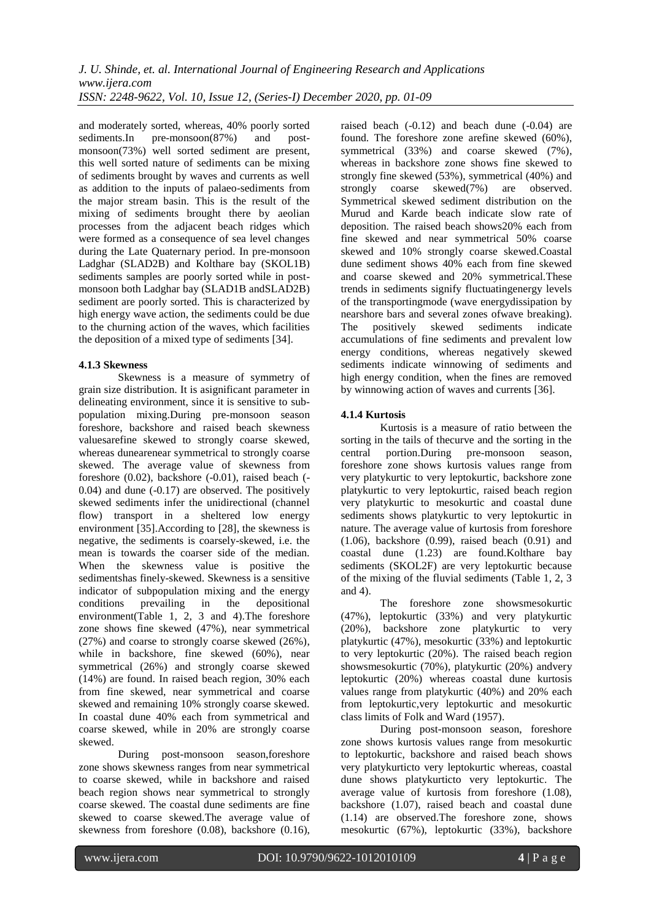and moderately sorted, whereas, 40% poorly sorted sediments.In pre-monsoon(87%) and post-monsoon(73%) well sorted sediment are present, this well sorted nature of sediments can be mixing of sediments brought by waves and currents as well as addition to the inputs of palaeo-sediments from the major stream basin. This is the result of the mixing of sediments brought there by aeolian processes from the adjacent beach ridges which were formed as a consequence of sea level changes during the Late Quaternary period. In pre-monsoon Ladghar (SLAD2B) and Kolthare bay (SKOL1B) sediments samples are poorly sorted while in post-monsoon both Ladghar bay (SLAD1B andSLAD2B) sediment are poorly sorted. This is characterized by high energy wave action, the sediments could be due to the churning action of the waves, which facilities the deposition of a mixed type of sediments [34].

#### 4.1.3 Skewness

Skewness is a measure of symmetry of grain size distribution. It is asignificant parameter in delineating environment, since it is sensitive to sub-population mixing.During pre-monsoon season foreshore, backshore and raised beach skewness valuesarefine skewed to strongly coarse skewed, whereas dunearenear symmetrical to strongly coarse skewed. The average value of skewness from foreshore (0.02), backshore (-0.01), raised beach (-0.04) and dune (-0.17) are observed. The positively skewed sediments infer the unidirectional (channel flow) transport in a sheltered low energy environment [35].According to [28], the skewness is negative, the sediments is coarsely-skewed, i.e. the mean is towards the coarser side of the median. When the skewness value is positive the sedimentshas finely-skewed. Skewness is a sensitive indicator of subpopulation mixing and the energy conditions prevailing in the depositional environment(Table 1, 2, 3 and 4).The foreshore zone shows fine skewed (47%), near symmetrical (27%) and coarse to strongly coarse skewed (26%), while in backshore, fine skewed (60%), near symmetrical (26%) and strongly coarse skewed (14%) are found. In raised beach region, 30% each from fine skewed, near symmetrical and coarse skewed and remaining 10% strongly coarse skewed. In coastal dune 40% each from symmetrical and coarse skewed, while in 20% are strongly coarse skewed.

During post-monsoon season,foreshore zone shows skewness ranges from near symmetrical to coarse skewed, while in backshore and raised beach region shows near symmetrical to strongly coarse skewed. The coastal dune sediments are fine skewed to coarse skewed.The average value of skewness from foreshore (0.08), backshore (0.16), raised beach (-0.12) and beach dune (-0.04) are found. The foreshore zone arefine skewed (60%), symmetrical (33%) and coarse skewed (7%), whereas in backshore zone shows fine skewed to strongly fine skewed (53%), symmetrical (40%) and strongly coarse skewed(7%) are observed. Symmetrical skewed sediment distribution on the Murud and Karde beach indicate slow rate of deposition. The raised beach shows20% each from fine skewed and near symmetrical 50% coarse skewed and 10% strongly coarse skewed.Coastal dune sediment shows 40% each from fine skewed and coarse skewed and 20% symmetrical.These trends in sediments signify fluctuatingenergy levels of the transportingmode (wave energydissipation by nearshore bars and several zones ofwave breaking). The positively skewed sediments indicate accumulations of fine sediments and prevalent low energy conditions, whereas negatively skewed sediments indicate winnowing of sediments and high energy condition, when the fines are removed by winnowing action of waves and currents [36].

#### 4.1.4 Kurtosis

Kurtosis is a measure of ratio between the sorting in the tails of thecurve and the sorting in the central portion.During pre-monsoon season, foreshore zone shows kurtosis values range from very platykurtic to very leptokurtic, backshore zone platykurtic to very leptokurtic, raised beach region very platykurtic to mesokurtic and coastal dune sediments shows platykurtic to very leptokurtic in nature. The average value of kurtosis from foreshore (1.06), backshore (0.99), raised beach (0.91) and coastal dune (1.23) are found.Kolthare bay sediments (SKOL2F) are very leptokurtic because of the mixing of the fluvial sediments (Table 1, 2, 3 and 4).

The foreshore zone showsmesokurtic (47%), leptokurtic (33%) and very platykurtic (20%), backshore zone platykurtic to very platykurtic (47%), mesokurtic (33%) and leptokurtic to very leptokurtic (20%). The raised beach region showsmesokurtic (70%), platykurtic (20%) andvery leptokurtic (20%) whereas coastal dune kurtosis values range from platykurtic (40%) and 20% each from leptokurtic,very leptokurtic and mesokurtic class limits of Folk and Ward (1957).

During post-monsoon season, foreshore zone shows kurtosis values range from mesokurtic to leptokurtic, backshore and raised beach shows very platykurticto very leptokurtic whereas, coastal dune shows platykurticto very leptokurtic. The average value of kurtosis from foreshore (1.08), backshore (1.07), raised beach and coastal dune (1.14) are observed.The foreshore zone, shows mesokurtic (67%), leptokurtic (33%), backshore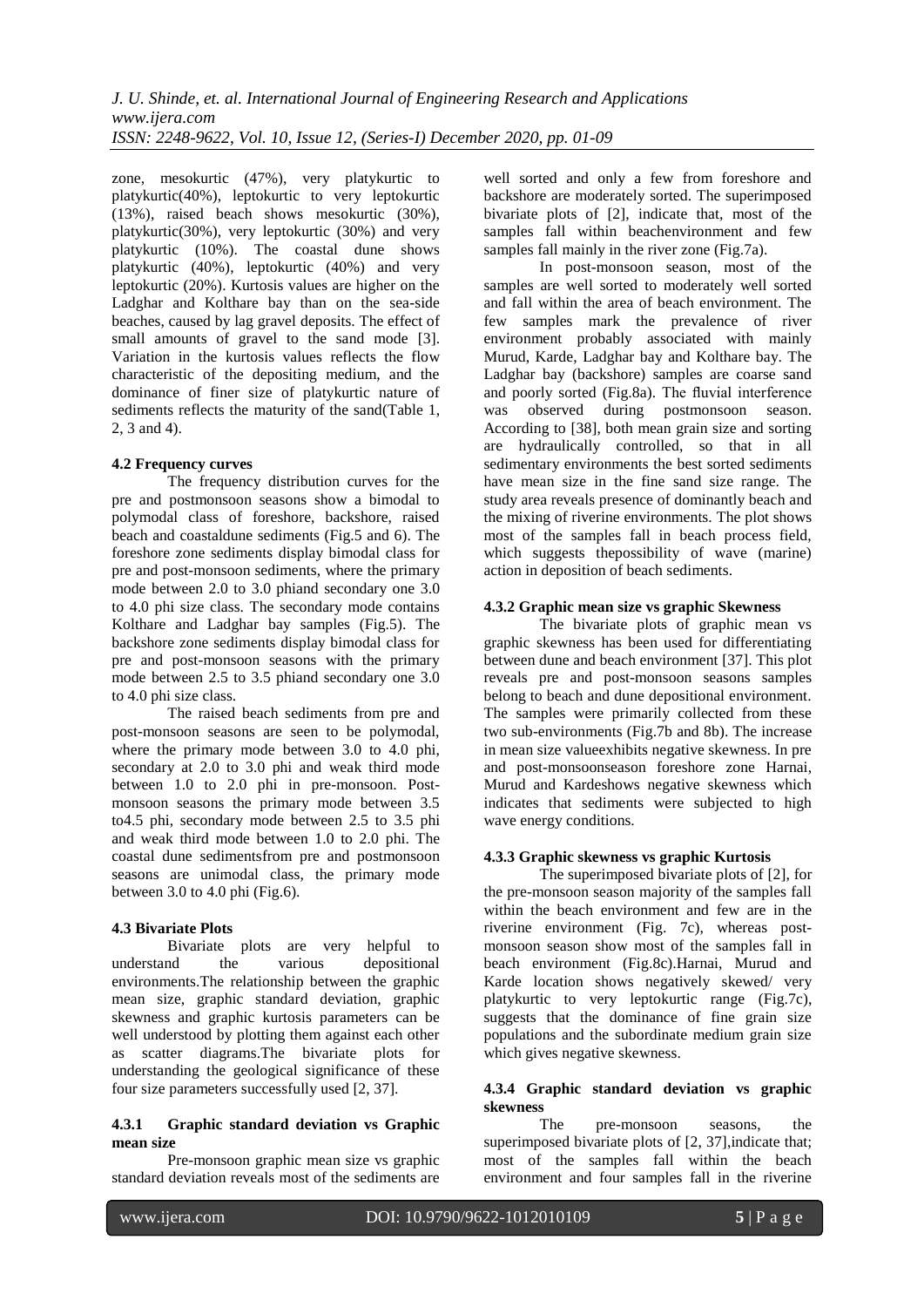zone, mesokurtic (47%), very platykurtic to platykurtic(40%), leptokurtic to very leptokurtic (13%), raised beach shows mesokurtic (30%), platykurtic(30%), very leptokurtic (30%) and very platykurtic (10%). The coastal dune shows platykurtic (40%), leptokurtic (40%) and very leptokurtic (20%). Kurtosis values are higher on the Ladghar and Kolthare bay than on the sea-side beaches, caused by lag gravel deposits. The effect of small amounts of gravel to the sand mode [3]. Variation in the kurtosis values reflects the flow characteristic of the depositing medium, and the dominance of finer size of platykurtic nature of sediments reflects the maturity of the sand(Table 1, 2, 3 and 4).

### 4.2 Frequency curves

The frequency distribution curves for the pre and postmonsoon seasons show a bimodal to polymodal class of foreshore, backshore, raised beach and coastaldune sediments (Fig.5 and 6). The foreshore zone sediments display bimodal class for pre and post-monsoon sediments, where the primary mode between 2.0 to 3.0 phiand secondary one 3.0 to 4.0 phi size class. The secondary mode contains Kolthare and Ladghar bay samples (Fig.5). The backshore zone sediments display bimodal class for pre and post-monsoon seasons with the primary mode between 2.5 to 3.5 phiand secondary one 3.0 to 4.0 phi size class.

The raised beach sediments from pre and post-monsoon seasons are seen to be polymodal, where the primary mode between 3.0 to 4.0 phi, secondary at 2.0 to 3.0 phi and weak third mode between 1.0 to 2.0 phi in pre-monsoon. Post-monsoon seasons the primary mode between 3.5 to4.5 phi, secondary mode between 2.5 to 3.5 phi and weak third mode between 1.0 to 2.0 phi. The coastal dune sedimentsfrom pre and postmonsoon seasons are unimodal class, the primary mode between 3.0 to 4.0 phi (Fig.6).

### 4.3 Bivariate Plots

Bivariate plots are very helpful to understand the various depositional environments.The relationship between the graphic mean size, graphic standard deviation, graphic skewness and graphic kurtosis parameters can be well understood by plotting them against each other as scatter diagrams.The bivariate plots for understanding the geological significance of these four size parameters successfully used [2, 37].

#### 4.3.1 Graphic standard deviation vs Graphic mean size

Pre-monsoon graphic mean size vs graphic standard deviation reveals most of the sediments are well sorted and only a few from foreshore and backshore are moderately sorted. The superimposed bivariate plots of [2], indicate that, most of the samples fall within beachenvironment and few samples fall mainly in the river zone (Fig.7a).

In post-monsoon season, most of the samples are well sorted to moderately well sorted and fall within the area of beach environment. The few samples mark the prevalence of river environment probably associated with mainly Murud, Karde, Ladghar bay and Kolthare bay. The Ladghar bay (backshore) samples are coarse sand and poorly sorted (Fig.8a). The fluvial interference was observed during postmonsoon season. According to [38], both mean grain size and sorting are hydraulically controlled, so that in all sedimentary environments the best sorted sediments have mean size in the fine sand size range. The study area reveals presence of dominantly beach and the mixing of riverine environments. The plot shows most of the samples fall in beach process field, which suggests thepossibility of wave (marine) action in deposition of beach sediments.

#### 4.3.2 Graphic mean size vs graphic Skewness

The bivariate plots of graphic mean vs graphic skewness has been used for differentiating between dune and beach environment [37]. This plot reveals pre and post-monsoon seasons samples belong to beach and dune depositional environment. The samples were primarily collected from these two sub-environments (Fig.7b and 8b). The increase in mean size valueexhibits negative skewness. In pre and post-monsoonseason foreshore zone Harnai, Murud and Kardeshows negative skewness which indicates that sediments were subjected to high wave energy conditions.

#### 4.3.3 Graphic skewness vs graphic Kurtosis

The superimposed bivariate plots of [2], for the pre-monsoon season majority of the samples fall within the beach environment and few are in the riverine environment (Fig. 7c), whereas post-monsoon season show most of the samples fall in beach environment (Fig.8c).Harnai, Murud and Karde location shows negatively skewed/ very platykurtic to very leptokurtic range (Fig.7c), suggests that the dominance of fine grain size populations and the subordinate medium grain size which gives negative skewness.

#### 4.3.4 Graphic standard deviation vs graphic skewness

The pre-monsoon seasons, the superimposed bivariate plots of [2, 37],indicate that; most of the samples fall within the beach environment and four samples fall in the riverine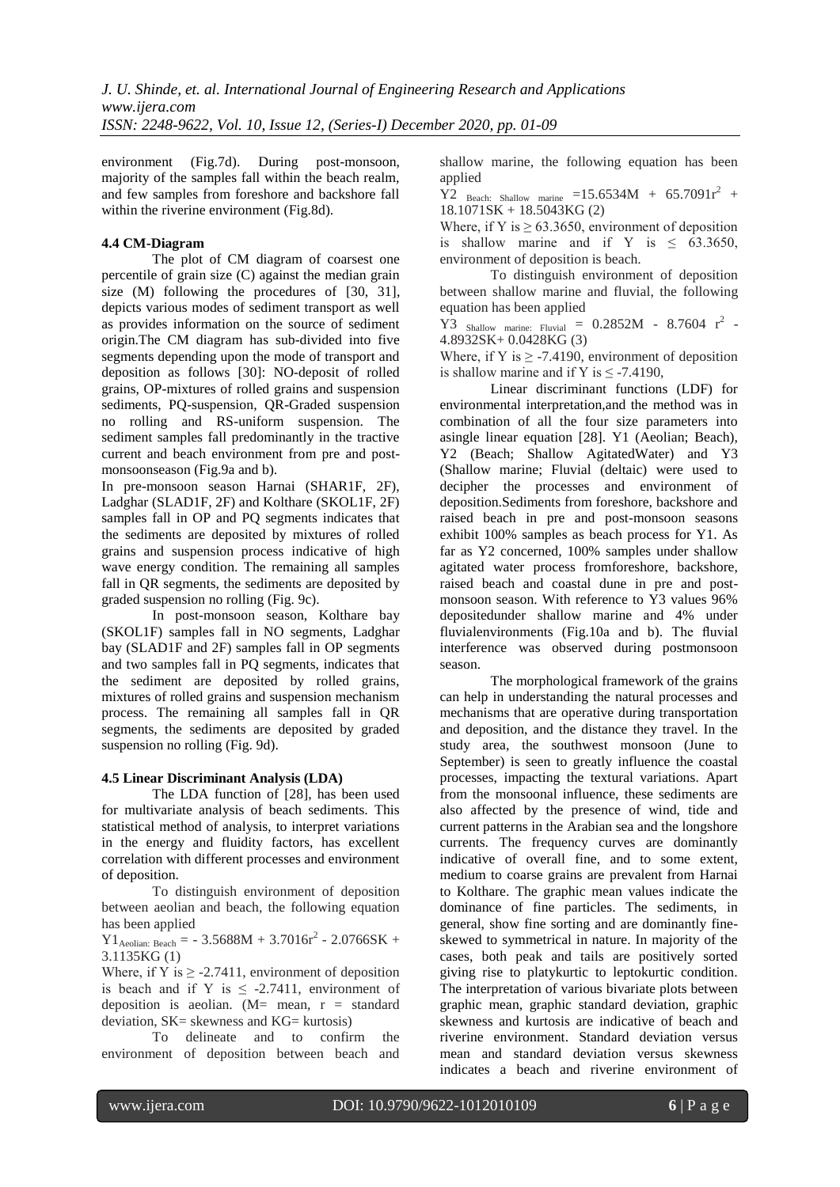environment (Fig.7d). During post-monsoon, majority of the samples fall within the beach realm, and few samples from foreshore and backshore fall within the riverine environment (Fig.8d).

### 4.4 CM-Diagram

The plot of CM diagram of coarsest one percentile of grain size (C) against the median grain size (M) following the procedures of [30, 31], depicts various modes of sediment transport as well as provides information on the source of sediment origin.The CM diagram has sub-divided into five segments depending upon the mode of transport and deposition as follows [30]: NO-deposit of rolled grains, OP-mixtures of rolled grains and suspension sediments, PQ-suspension, QR-Graded suspension no rolling and RS-uniform suspension. The sediment samples fall predominantly in the tractive current and beach environment from pre and post-monsoonseason (Fig.9a and b).

In pre-monsoon season Harnai (SHAR1F, 2F), Ladghar (SLAD1F, 2F) and Kolthare (SKOL1F, 2F) samples fall in OP and PQ segments indicates that the sediments are deposited by mixtures of rolled grains and suspension process indicative of high wave energy condition. The remaining all samples fall in QR segments, the sediments are deposited by graded suspension no rolling (Fig. 9c).

In post-monsoon season, Kolthare bay (SKOL1F) samples fall in NO segments, Ladghar bay (SLAD1F and 2F) samples fall in OP segments and two samples fall in PQ segments, indicates that the sediment are deposited by rolled grains, mixtures of rolled grains and suspension mechanism process. The remaining all samples fall in QR segments, the sediments are deposited by graded suspension no rolling (Fig. 9d).

### 4.5 Linear Discriminant Analysis (LDA)

The LDA function of [28], has been used for multivariate analysis of beach sediments. This statistical method of analysis, to interpret variations in the energy and fluidity factors, has excellent correlation with different processes and environment of deposition.

To distinguish environment of deposition between aeolian and beach, the following equation has been applied

$Y1_{\text{Aeolian: Beach}} = -3.5688M + 3.7016r^2 - 2.0766SK + 3.1135KG$ (1)

Where, if Y is $\geq -2.7411$, environment of deposition is beach and if Y is $\leq -2.7411$, environment of deposition is aeolian. (M= mean, r = standard deviation, SK= skewness and KG= kurtosis)

To delineate and to confirm the environment of deposition between beach and shallow marine, the following equation has been applied

$Y2_{\text{Beach: Shallow marine}} = 15.6534M + 65.7091r^2 + 18.1071SK + 18.5043KG$ (2)

Where, if Y is $\geq 63.3650$, environment of deposition is shallow marine and if Y is $\leq 63.3650$, environment of deposition is beach.

To distinguish environment of deposition between shallow marine and fluvial, the following equation has been applied

$Y3_{\text{Shallow marine: Fluvial}} = 0.2852M - 8.7604r^2 - 4.8932SK + 0.0428KG$ (3)

Where, if Y is $\geq -7.4190$, environment of deposition is shallow marine and if Y is $\leq -7.4190$,

Linear discriminant functions (LDF) for environmental interpretation,and the method was in combination of all the four size parameters into asingle linear equation [28]. Y1 (Aeolian; Beach), Y2 (Beach; Shallow AgitatedWater) and Y3 (Shallow marine; Fluvial (deltaic) were used to decipher the processes and environment of deposition.Sediments from foreshore, backshore and raised beach in pre and post-monsoon seasons exhibit 100% samples as beach process for Y1. As far as Y2 concerned, 100% samples under shallow agitated water process fromforeshore, backshore, raised beach and coastal dune in pre and post-monsoon season. With reference to Y3 values 96% depositedunder shallow marine and 4% under fluvialenvironments (Fig.10a and b). The fluvial interference was observed during postmonsoon season.

The morphological framework of the grains can help in understanding the natural processes and mechanisms that are operative during transportation and deposition, and the distance they travel. In the study area, the southwest monsoon (June to September) is seen to greatly influence the coastal processes, impacting the textural variations. Apart from the monsoonal influence, these sediments are also affected by the presence of wind, tide and current patterns in the Arabian sea and the longshore currents. The frequency curves are dominantly indicative of overall fine, and to some extent, medium to coarse grains are prevalent from Harnai to Kolthare. The graphic mean values indicate the dominance of fine particles. The sediments, in general, show fine sorting and are dominantly fine-skewed to symmetrical in nature. In majority of the cases, both peak and tails are positively sorted giving rise to platykurtic to leptokurtic condition. The interpretation of various bivariate plots between graphic mean, graphic standard deviation, graphic skewness and kurtosis are indicative of beach and riverine environment. Standard deviation versus mean and standard deviation versus skewness indicates a beach and riverine environment of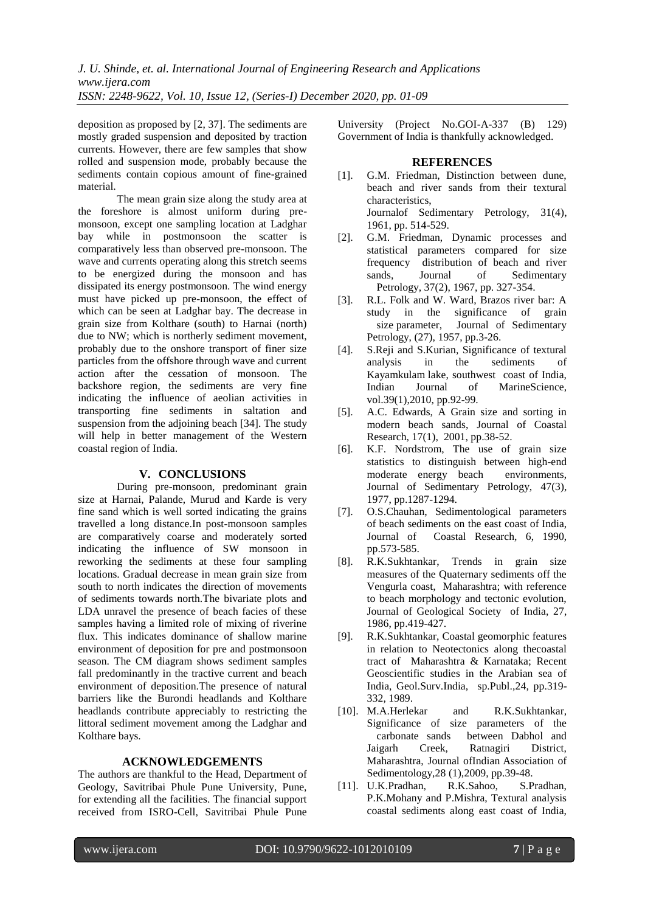deposition as proposed by [2, 37]. The sediments are mostly graded suspension and deposited by traction currents. However, there are few samples that show rolled and suspension mode, probably because the sediments contain copious amount of fine-grained material.

The mean grain size along the study area at the foreshore is almost uniform during pre-monsoon, except one sampling location at Ladghar bay while in postmonsoon the scatter is comparatively less than observed pre-monsoon. The wave and currents operating along this stretch seems to be energized during the monsoon and has dissipated its energy postmonsoon. The wind energy must have picked up pre-monsoon, the effect of which can be seen at Ladghar bay. The decrease in grain size from Kolthare (south) to Harnai (north) due to NW; which is northerly sediment movement, probably due to the onshore transport of finer size particles from the offshore through wave and current action after the cessation of monsoon. The backshore region, the sediments are very fine indicating the influence of aeolian activities in transporting fine sediments in saltation and suspension from the adjoining beach [34]. The study will help in better management of the Western coastal region of India.

## V. CONCLUSIONS

During pre-monsoon, predominant grain size at Harnai, Palande, Murud and Karde is very fine sand which is well sorted indicating the grains travelled a long distance.In post-monsoon samples are comparatively coarse and moderately sorted indicating the influence of SW monsoon in reworking the sediments at these four sampling locations. Gradual decrease in mean grain size from south to north indicates the direction of movements of sediments towards north.The bivariate plots and LDA unravel the presence of beach facies of these samples having a limited role of mixing of riverine flux. This indicates dominance of shallow marine environment of deposition for pre and postmonsoon season. The CM diagram shows sediment samples fall predominantly in the tractive current and beach environment of deposition.The presence of natural barriers like the Burondi headlands and Kolthare headlands contribute appreciably to restricting the littoral sediment movement among the Ladghar and Kolthare bays.

## ACKNOWLEDGEMENTS

The authors are thankful to the Head, Department of Geology, Savitribai Phule Pune University, Pune, for extending all the facilities. The financial support received from ISRO-Cell, Savitribai Phule Pune University (Project No.GOI-A-337 (B) 129) Government of India is thankfully acknowledged.

## REFERENCES

[1]. G.M. Friedman, Distinction between dune, beach and river sands from their textural characteristics, Journalof Sedimentary Petrology, 31(4), 1961, pp. 514-529.

[2]. G.M. Friedman, Dynamic processes and statistical parameters compared for size frequency distribution of beach and river sands, Journal of Sedimentary Petrology, 37(2), 1967, pp. 327-354.

[3]. R.L. Folk and W. Ward, Brazos river bar: A study in the significance of grain size parameter, Journal of Sedimentary Petrology, (27), 1957, pp.3-26.

[4]. S.Reji and S.Kurian, Significance of textural analysis in the sediments of Kayamkulam lake, southwest coast of India, Indian Journal of MarineScience, vol.39(1),2010, pp.92-99.

[5]. A.C. Edwards, A Grain size and sorting in modern beach sands, Journal of Coastal Research, 17(1), 2001, pp.38-52.

[6]. K.F. Nordstrom, The use of grain size statistics to distinguish between high-end moderate energy beach environments, Journal of Sedimentary Petrology, 47(3), 1977, pp.1287-1294.

[7]. O.S.Chauhan, Sedimentological parameters of beach sediments on the east coast of India, Journal of Coastal Research, 6, 1990, pp.573-585.

[8]. R.K.Sukhtankar, Trends in grain size measures of the Quaternary sediments off the Vengurla coast, Maharashtra; with reference to beach morphology and tectonic evolution, Journal of Geological Society of India, 27, 1986, pp.419-427.

[9]. R.K.Sukhtankar, Coastal geomorphic features in relation to Neotectonics along thecoastal tract of Maharashtra & Karnataka; Recent Geoscientific studies in the Arabian sea of India, Geol.Surv.India, sp.Publ.,24, pp.319-332, 1989.

[10]. M.A.Herlekar and R.K.Sukhtankar, Significance of size parameters of the carbonate sands between Dabhol and Jaigarh Creek, Ratnagiri District, Maharashtra, Journal ofIndian Association of Sedimentology,28 (1),2009, pp.39-48.

[11]. U.K.Pradhan, R.K.Sahoo, S.Pradhan, P.K.Mohany and P.Mishra, Textural analysis coastal sediments along east coast of India,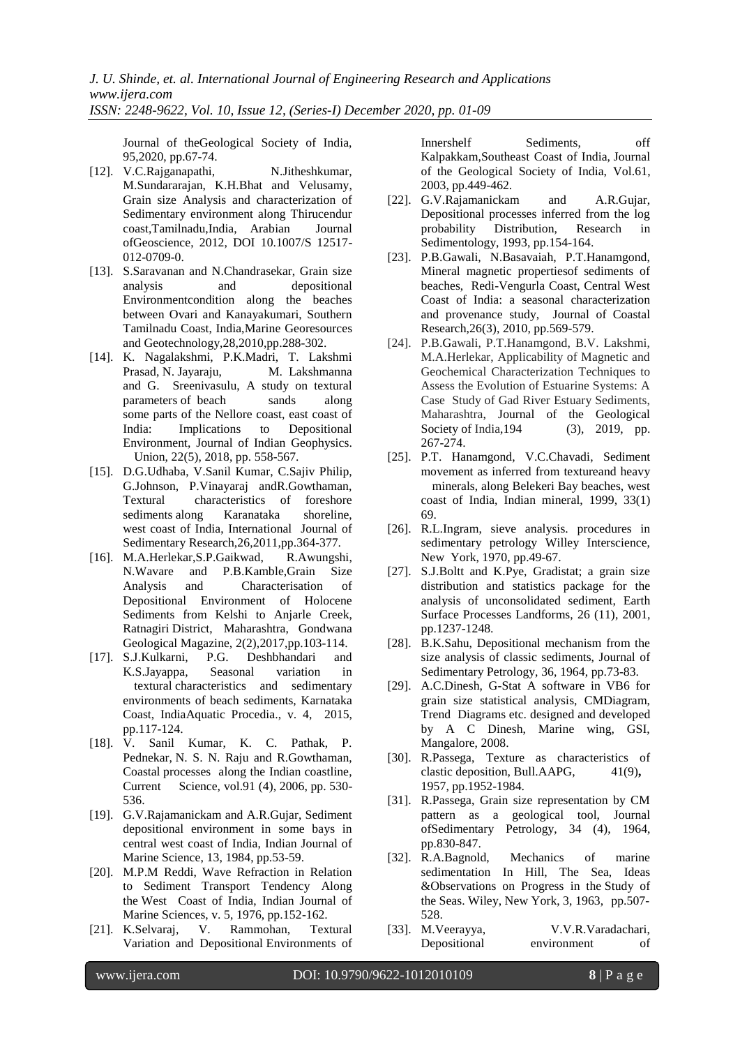Journal of theGeological Society of India, 95,2020, pp.67-74.

[12]. V.C.Rajganapathi, N.Jitheshkumar, M.Sundararajan, K.H.Bhat and Velusamy, Grain size Analysis and characterization of Sedimentary environment along Thirucendur coast,Tamilnadu,India, Arabian Journal ofGeoscience, 2012, DOI 10.1007/S 12517-012-0709-0.

[13]. S.Saravanan and N.Chandrasekar, Grain size analysis and depositional Environmentcondition along the beaches between Ovari and Kanayakumari, Southern Tamilnadu Coast, India,Marine Georesources and Geotechnology,28,2010,pp.288-302.

[14]. K. Nagalakshmi, P.K.Madri, T. Lakshmi Prasad, N. Jayaraju, M. Lakshmanna and G. Sreenivasulu, A study on textural parameters of beach sands along some parts of the Nellore coast, east coast of India: Implications to Depositional Environment, Journal of Indian Geophysics. Union, 22(5), 2018, pp. 558-567.

[15]. D.G.Udhaba, V.Sanil Kumar, C.Sajiv Philip, G.Johnson, P.Vinayaraj andR.Gowthaman, Textural characteristics of foreshore sediments along Karanataka shoreline, west coast of India, International Journal of Sedimentary Research,26,2011,pp.364-377.

[16]. M.A.Herlekar,S.P.Gaikwad, R.Awungshi, N.Wavare and P.B.Kamble,Grain Size Analysis and Characterisation of Depositional Environment of Holocene Sediments from Kelshi to Anjarle Creek, Ratnagiri District, Maharashtra, Gondwana Geological Magazine, 2(2),2017,pp.103-114.

[17]. S.J.Kulkarni, P.G. Deshbhandari and K.S.Jayappa, Seasonal variation in textural characteristics and sedimentary environments of beach sediments, Karnataka Coast, IndiaAquatic Procedia., v. 4, 2015, pp.117-124.

[18]. V. Sanil Kumar, K. C. Pathak, P. Pednekar, N. S. N. Raju and R.Gowthaman, Coastal processes along the Indian coastline, Current Science, vol.91 (4), 2006, pp. 530-536.

[19]. G.V.Rajamanickam and A.R.Gujar, Sediment depositional environment in some bays in central west coast of India, Indian Journal of Marine Science, 13, 1984, pp.53-59.

[20]. M.P.M Reddi, Wave Refraction in Relation to Sediment Transport Tendency Along the West Coast of India, Indian Journal of Marine Sciences, v. 5, 1976, pp.152-162.

[21]. K.Selvaraj, V. Rammohan, Textural Variation and Depositional Environments of Innershelf Sediments, off Kalpakkam,Southeast Coast of India, Journal of the Geological Society of India, Vol.61, 2003, pp.449-462.

[22]. G.V.Rajamanickam and A.R.Gujar, Depositional processes inferred from the log probability Distribution, Research in Sedimentology, 1993, pp.154-164.

[23]. P.B.Gawali, N.Basavaiah, P.T.Hanamgond, Mineral magnetic propertiesof sediments of beaches, Redi-Vengurla Coast, Central West Coast of India: a seasonal characterization and provenance study, Journal of Coastal Research,26(3), 2010, pp.569-579.

[24]. P.B.Gawali, P.T.Hanamgond, B.V. Lakshmi, M.A.Herlekar, Applicability of Magnetic and Geochemical Characterization Techniques to Assess the Evolution of Estuarine Systems: A Case Study of Gad River Estuary Sediments, Maharashtra, Journal of the Geological Society of India,194 (3), 2019, pp. 267-274.

[25]. P.T. Hanamgond, V.C.Chavadi, Sediment movement as inferred from textureand heavy minerals, along Belekeri Bay beaches, west coast of India, Indian mineral, 1999, 33(1) 69.

[26]. R.L.Ingram, sieve analysis. procedures in sedimentary petrology Willey Interscience, New York, 1970, pp.49-67.

[27]. S.J.Boltt and K.Pye, Gradistat; a grain size distribution and statistics package for the analysis of unconsolidated sediment, Earth Surface Processes Landforms, 26 (11), 2001, pp.1237-1248.

[28]. B.K.Sahu, Depositional mechanism from the size analysis of classic sediments, Journal of Sedimentary Petrology, 36, 1964, pp.73-83.

[29]. A.C.Dinesh, G-Stat A software in VB6 for grain size statistical analysis, CMDiagram, Trend Diagrams etc. designed and developed by A C Dinesh, Marine wing, GSI, Mangalore, 2008.

[30]. R.Passega, Texture as characteristics of clastic deposition, Bull.AAPG, 41(9), 1957, pp.1952-1984.

[31]. R.Passega, Grain size representation by CM pattern as a geological tool, Journal ofSedimentary Petrology, 34 (4), 1964, pp.830-847.

[32]. R.A.Bagnold, Mechanics of marine sedimentation In Hill, The Sea, Ideas &Observations on Progress in the Study of the Seas. Wiley, New York, 3, 1963, pp.507-528.

[33]. M.Veerayya, V.V.R.Varadachari, Depositional environment of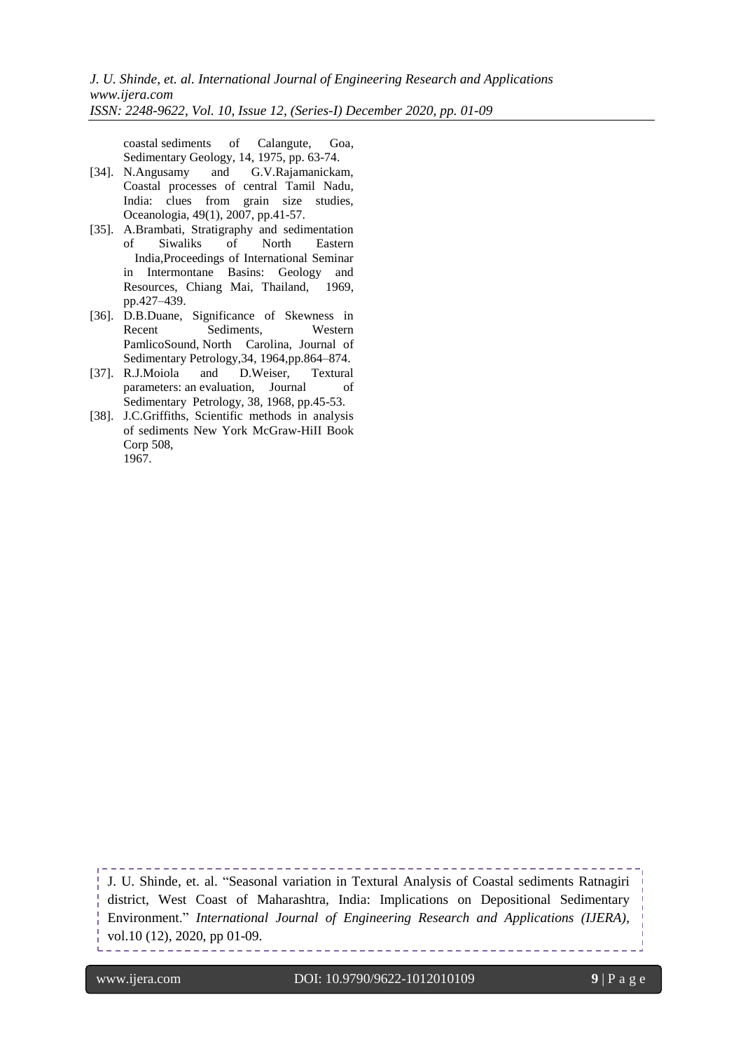coastal sediments of Calangute, Goa, Sedimentary Geology, 14, 1975, pp. 63-74.

[34]. N.Angusamy and G.V.Rajamanickam, Coastal processes of central Tamil Nadu, India: clues from grain size studies, Oceanologia, 49(1), 2007, pp.41-57.

[35]. A.Brambati, Stratigraphy and sedimentation of Siwaliks of North Eastern India,Proceedings of International Seminar in Intermontane Basins: Geology and Resources, Chiang Mai, Thailand, 1969, pp.427–439.

[36]. D.B.Duane, Significance of Skewness in Recent Sediments, Western PamlicoSound, North Carolina, Journal of Sedimentary Petrology,34, 1964,pp.864–874.

[37]. R.J.Moiola and D.Weiser, Textural parameters: an evaluation, Journal of Sedimentary Petrology, 38, 1968, pp.45-53.

[38]. J.C.Griffiths, Scientific methods in analysis of sediments New York McGraw-HiII Book Corp 508, 1967.

J. U. Shinde, et. al. "Seasonal variation in Textural Analysis of Coastal sediments Ratnagiri district, West Coast of Maharashtra, India: Implications on Depositional Sedimentary Environment." *International Journal of Engineering Research and Applications (IJERA)*, vol.10 (12), 2020, pp 01-09.